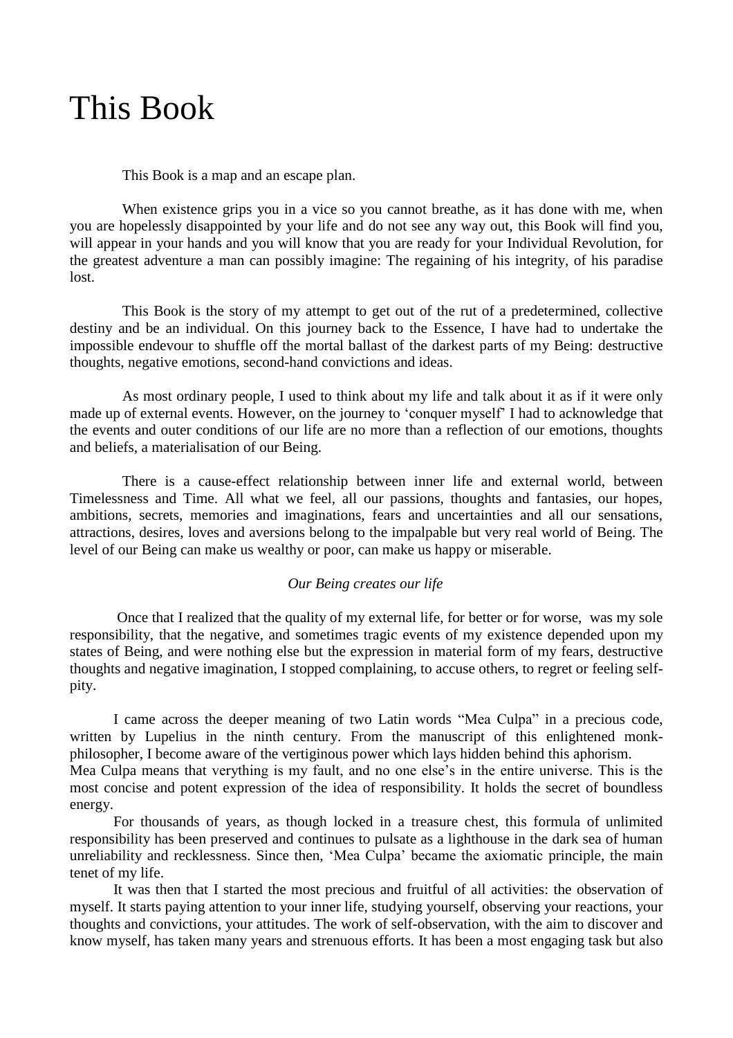# This Book

This Book is a map and an escape plan.

When existence grips you in a vice so you cannot breathe, as it has done with me, when you are hopelessly disappointed by your life and do not see any way out, this Book will find you, will appear in your hands and you will know that you are ready for your Individual Revolution, for the greatest adventure a man can possibly imagine: The regaining of his integrity, of his paradise lost.

This Book is the story of my attempt to get out of the rut of a predetermined, collective destiny and be an individual. On this journey back to the Essence, I have had to undertake the impossible endevour to shuffle off the mortal ballast of the darkest parts of my Being: destructive thoughts, negative emotions, second-hand convictions and ideas.

As most ordinary people, I used to think about my life and talk about it as if it were only made up of external events. However, on the journey to 'conquer myself' I had to acknowledge that the events and outer conditions of our life are no more than a reflection of our emotions, thoughts and beliefs, a materialisation of our Being.

There is a cause-effect relationship between inner life and external world, between Timelessness and Time. All what we feel, all our passions, thoughts and fantasies, our hopes, ambitions, secrets, memories and imaginations, fears and uncertainties and all our sensations, attractions, desires, loves and aversions belong to the impalpable but very real world of Being. The level of our Being can make us wealthy or poor, can make us happy or miserable.

*Our Being creates our life*

Once that I realized that the quality of my external life, for better or for worse, was my sole responsibility, that the negative, and sometimes tragic events of my existence depended upon my states of Being, and were nothing else but the expression in material form of my fears, destructive thoughts and negative imagination, I stopped complaining, to accuse others, to regret or feeling self-pity.

I came across the deeper meaning of two Latin words "Mea Culpa" in a precious code, written by Lupelius in the ninth century. From the manuscript of this enlightened monk-philosopher, I become aware of the vertiginous power which lays hidden behind this aphorism.
Mea Culpa means that verything is my fault, and no one else's in the entire universe. This is the most concise and potent expression of the idea of responsibility. It holds the secret of boundless energy.

For thousands of years, as though locked in a treasure chest, this formula of unlimited responsibility has been preserved and continues to pulsate as a lighthouse in the dark sea of human unreliability and recklessness. Since then, 'Mea Culpa' became the axiomatic principle, the main tenet of my life.

It was then that I started the most precious and fruitful of all activities: the observation of myself. It starts paying attention to your inner life, studying yourself, observing your reactions, your thoughts and convictions, your attitudes. The work of self-observation, with the aim to discover and know myself, has taken many years and strenuous efforts. It has been a most engaging task but also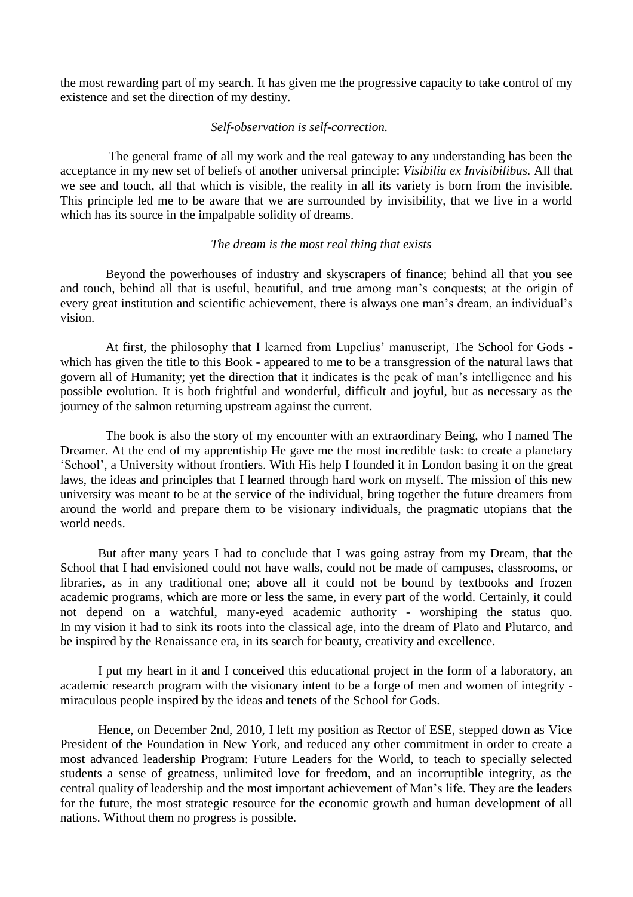the most rewarding part of my search. It has given me the progressive capacity to take control of my existence and set the direction of my destiny.

*Self-observation is self-correction.*

The general frame of all my work and the real gateway to any understanding has been the acceptance in my new set of beliefs of another universal principle: *Visibilia ex Invisibilibus.* All that we see and touch, all that which is visible, the reality in all its variety is born from the invisible. This principle led me to be aware that we are surrounded by invisibility, that we live in a world which has its source in the impalpable solidity of dreams.

*The dream is the most real thing that exists*

Beyond the powerhouses of industry and skyscrapers of finance; behind all that you see and touch, behind all that is useful, beautiful, and true among man's conquests; at the origin of every great institution and scientific achievement, there is always one man's dream, an individual's vision.

At first, the philosophy that I learned from Lupelius' manuscript, The School for Gods - which has given the title to this Book - appeared to me to be a transgression of the natural laws that govern all of Humanity; yet the direction that it indicates is the peak of man's intelligence and his possible evolution. It is both frightful and wonderful, difficult and joyful, but as necessary as the journey of the salmon returning upstream against the current.

The book is also the story of my encounter with an extraordinary Being, who I named The Dreamer. At the end of my apprentiship He gave me the most incredible task: to create a planetary 'School', a University without frontiers. With His help I founded it in London basing it on the great laws, the ideas and principles that I learned through hard work on myself. The mission of this new university was meant to be at the service of the individual, bring together the future dreamers from around the world and prepare them to be visionary individuals, the pragmatic utopians that the world needs.

But after many years I had to conclude that I was going astray from my Dream, that the School that I had envisioned could not have walls, could not be made of campuses, classrooms, or libraries, as in any traditional one; above all it could not be bound by textbooks and frozen academic programs, which are more or less the same, in every part of the world. Certainly, it could not depend on a watchful, many-eyed academic authority - worshiping the status quo. In my vision it had to sink its roots into the classical age, into the dream of Plato and Plutarco, and be inspired by the Renaissance era, in its search for beauty, creativity and excellence.

I put my heart in it and I conceived this educational project in the form of a laboratory, an academic research program with the visionary intent to be a forge of men and women of integrity - miraculous people inspired by the ideas and tenets of the School for Gods.

Hence, on December 2nd, 2010, I left my position as Rector of ESE, stepped down as Vice President of the Foundation in New York, and reduced any other commitment in order to create a most advanced leadership Program: Future Leaders for the World, to teach to specially selected students a sense of greatness, unlimited love for freedom, and an incorruptible integrity, as the central quality of leadership and the most important achievement of Man's life. They are the leaders for the future, the most strategic resource for the economic growth and human development of all nations. Without them no progress is possible.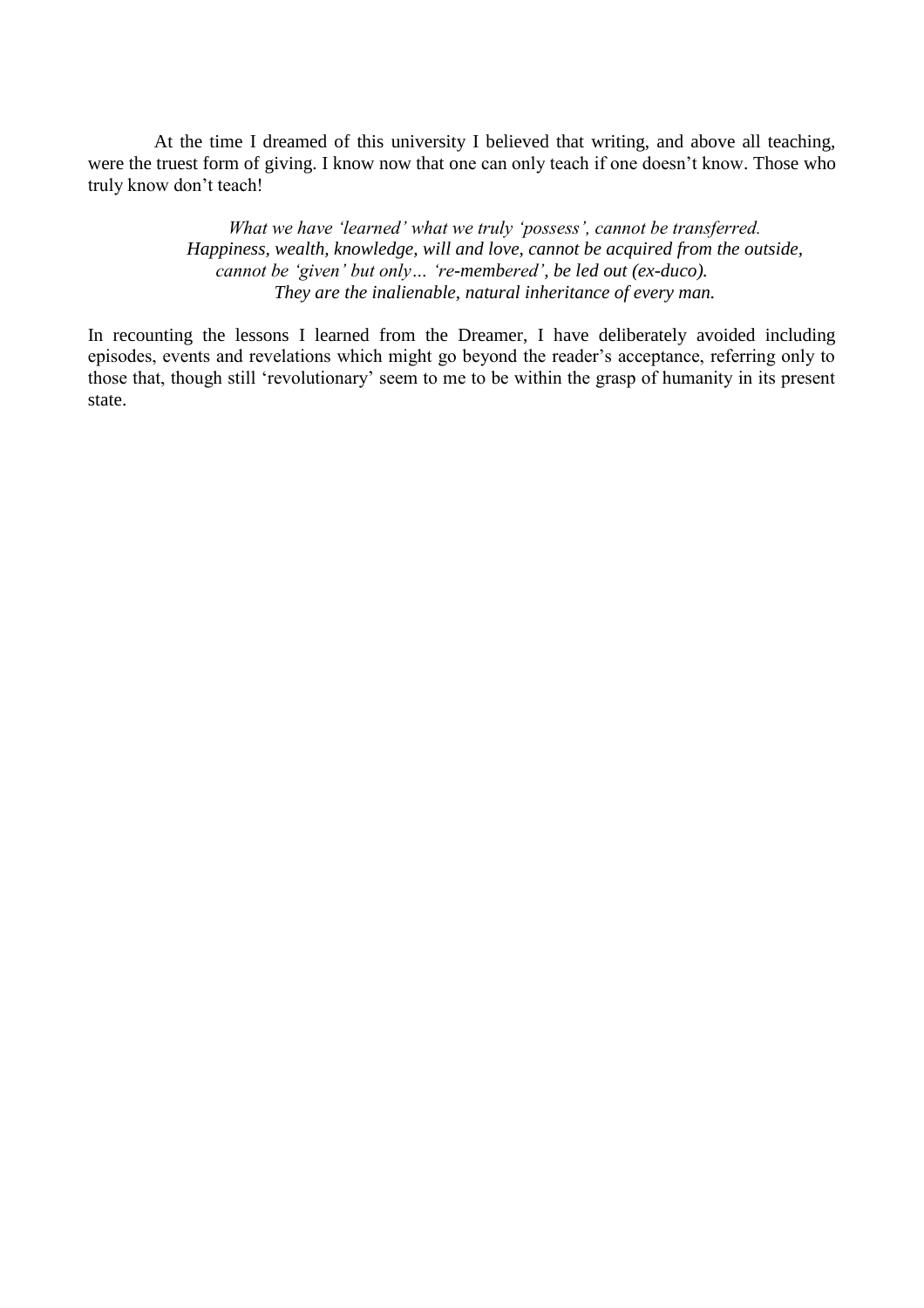At the time I dreamed of this university I believed that writing, and above all teaching, were the truest form of giving. I know now that one can only teach if one doesn't know. Those who truly know don't teach!

*What we have 'learned' what we truly 'possess', cannot be transferred.*
*Happiness, wealth, knowledge, will and love, cannot be acquired from the outside,*
*cannot be 'given' but only… 're-membered', be led out (ex-duco).*
*They are the inalienable, natural inheritance of every man.*

In recounting the lessons I learned from the Dreamer, I have deliberately avoided including episodes, events and revelations which might go beyond the reader's acceptance, referring only to those that, though still 'revolutionary' seem to me to be within the grasp of humanity in its present state.